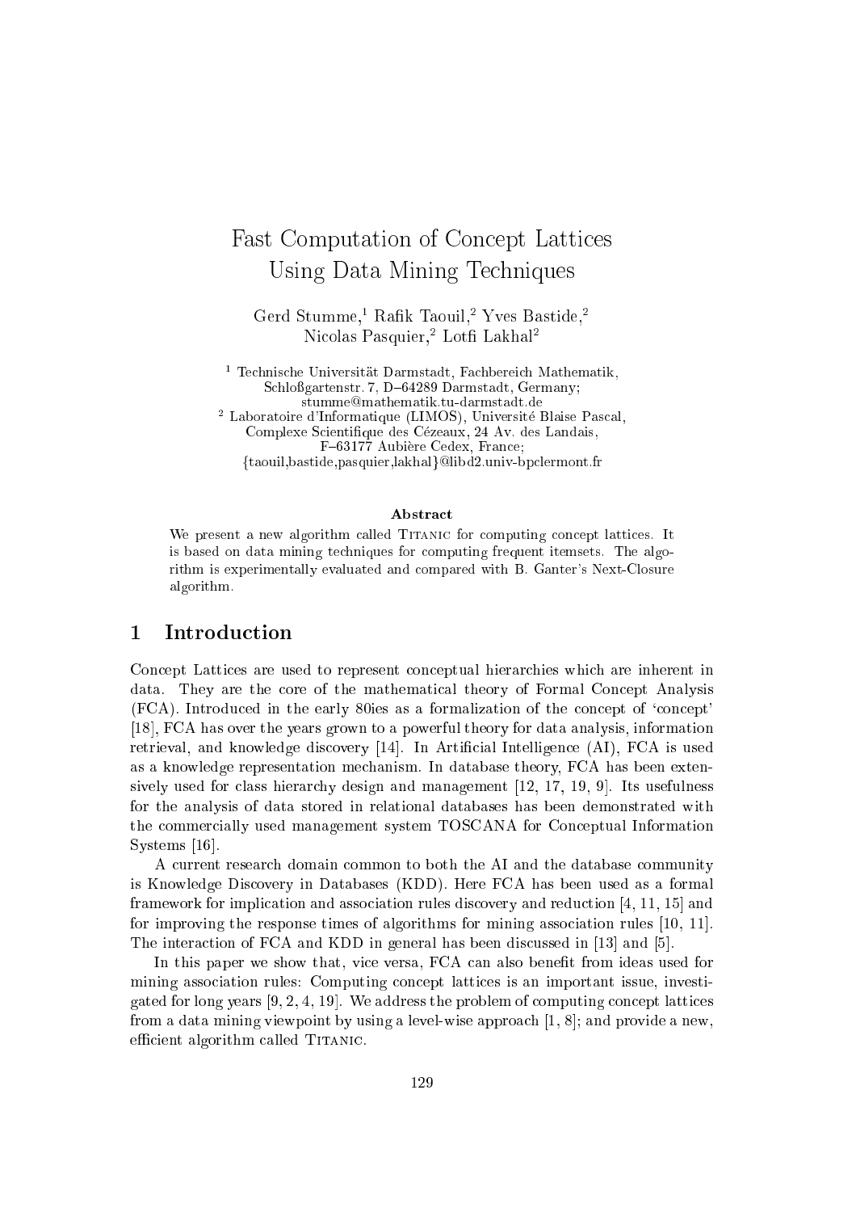# Fast Computation of Concept Lattices Using Data Mining Techniques

Gerd Stumme,[1] Rafik Taouil,[2] Yves Bastide,[2] Nicolas Pasquier,[2] Lotfi Lakhal[2]

[1] Technische Universität Darmstadt, Fachbereich Mathematik, Schloßgartenstr. 7, D–64289 Darmstadt, Germany; stumme@mathematik.tu-darmstadt.de

[2] Laboratoire d'Informatique (LIMOS), Université Blaise Pascal, Complexe Scientifique des Cézeaux, 24 Av. des Landais, F–63177 Aubière Cedex, France; {taouil,bastide,pasquier,lakhal}@libd2.univ-bpclermont.fr

### Abstract

We present a new algorithm called Titanic for computing concept lattices. It is based on data mining techniques for computing frequent itemsets. The algorithm is experimentally evaluated and compared with B. Ganter's Next-Closure algorithm.

## 1 Introduction

Concept Lattices are used to represent conceptual hierarchies which are inherent in data. They are the core of the mathematical theory of Formal Concept Analysis (FCA). Introduced in the early 80ies as a formalization of the concept of 'concept' [18], FCA has over the years grown to a powerful theory for data analysis, information retrieval, and knowledge discovery [14]. In Artificial Intelligence (AI), FCA is used as a knowledge representation mechanism. In database theory, FCA has been extensively used for class hierarchy design and management [12, 17, 19, 9]. Its usefulness for the analysis of data stored in relational databases has been demonstrated with the commercially used management system TOSCANA for Conceptual Information Systems [16].

A current research domain common to both the AI and the database community is Knowledge Discovery in Databases (KDD). Here FCA has been used as a formal framework for implication and association rules discovery and reduction [4, 11, 15] and for improving the response times of algorithms for mining association rules [10, 11]. The interaction of FCA and KDD in general has been discussed in [13] and [5].

In this paper we show that, vice versa, FCA can also benefit from ideas used for mining association rules: Computing concept lattices is an important issue, investigated for long years [9, 2, 4, 19]. We address the problem of computing concept lattices from a data mining viewpoint by using a level-wise approach [1, 8]; and provide a new, efficient algorithm called Titanic.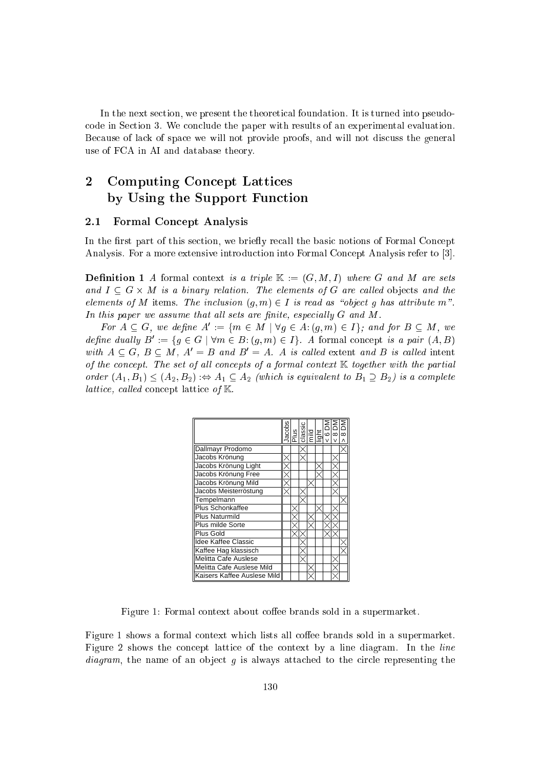In the next section, we present the theoretical foundation. It is turned into pseudo-code in Section 3. We conclude the paper with results of an experimental evaluation. Because of lack of space we will not provide proofs, and will not discuss the general use of FCA in AI and database theory.

## 2 Computing Concept Lattices by Using the Support Function

### 2.1 Formal Concept Analysis

In the first part of this section, we briefly recall the basic notions of Formal Concept Analysis. For a more extensive introduction into Formal Concept Analysis refer to [3].

**Definition 1** *A* formal context *is a triple* $\mathbb{K} := (G, M, I)$ *where* $G$ *and* $M$ *are sets and* $I \subseteq G \times M$ *is a binary relation. The elements of* $G$ *are called* objects *and the elements of* $M$ items*. The inclusion* $(g, m) \in I$ *is read as "object* $g$ *has attribute* $m$*". In this paper we assume that all sets are finite, especially* $G$ *and* $M$*.*

*For* $A \subseteq G$*, we define* $A' := \{m \in M \mid \forall g \in A\colon (g, m) \in I\}$*; and for* $B \subseteq M$*, we define dually* $B' := \{g \in G \mid \forall m \in B\colon (g, m) \in I\}$*. A* formal concept *is a pair* $(A, B)$ *with* $A \subseteq G$*,* $B \subseteq M$*,* $A' = B$ *and* $B' = A$*.* $A$ *is called* extent *and* $B$ *is called* intent *of the concept. The set of all concepts of a formal context* $\mathbb{K}$ *together with the partial order* $(A_1, B_1) \leq (A_2, B_2) :\Leftrightarrow A_1 \subseteq A_2$ *(which is equivalent to* $B_1 \supseteq B_2$*) is a complete lattice, called* concept lattice *of* $\mathbb{K}$*.*

| | Jacobs | Plus | classic | mild | light | < 6 DM | < 8 DM | > 8 DM |
|---|---|---|---|---|---|---|---|---|
| Dallmayr Prodomo | | | × | | | | | × |
| Jacobs Krönung | × | | × | | | | × | |
| Jacobs Krönung Light | × | | | | × | | × | |
| Jacobs Krönung Free | × | | | | × | | × | |
| Jacobs Krönung Mild | × | | | × | | | × | |
| Jacobs Meisterröstung | × | | × | | | | × | |
| Tempelmann | | | × | | | | | × |
| Plus Schonkaffee | | × | | | × | | × | |
| Plus Naturmild | | × | | × | | × | × | |
| Plus milde Sorte | | × | | × | | × | × | |
| Plus Gold | | × | × | | | × | × | |
| Idee Kaffee Classic | | | × | | | | | × |
| Kaffee Hag klassisch | | | × | | | | | × |
| Melitta Cafe Auslese | | | × | | | | × | |
| Melitta Cafe Auslese Mild | | | | × | | | × | |
| Kaisers Kaffee Auslese Mild | | | | × | | | × | |

Figure 1: Formal context about coffee brands sold in a supermarket.

Figure 1 shows a formal context which lists all coffee brands sold in a supermarket. Figure 2 shows the concept lattice of the context by a line diagram. In the *line diagram*, the name of an object $g$ is always attached to the circle representing the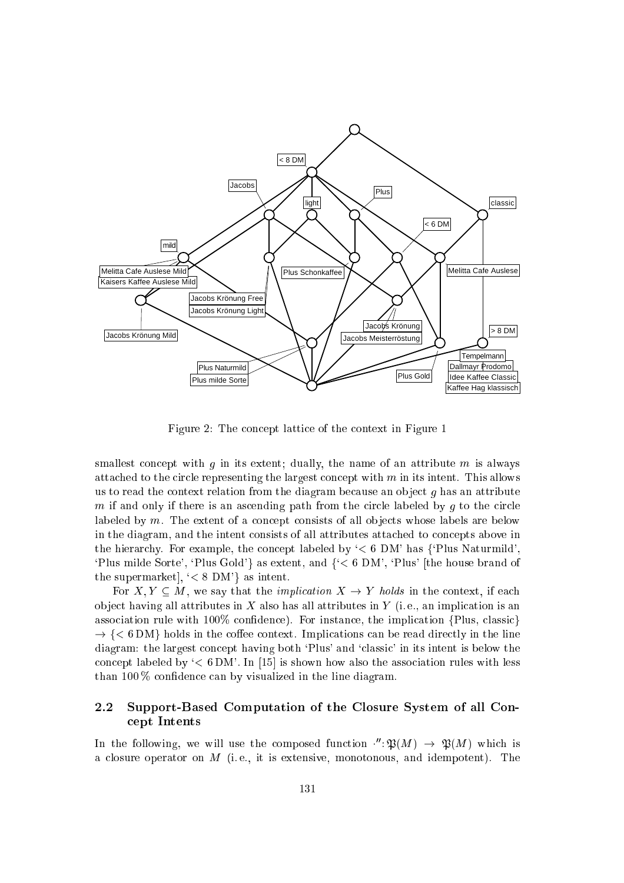Figure 2: The concept lattice of the context in Figure 1

smallest concept with $g$ in its extent; dually, the name of an attribute $m$ is always attached to the circle representing the largest concept with $m$ in its intent. This allows us to read the context relation from the diagram because an object $g$ has an attribute $m$ if and only if there is an ascending path from the circle labeled by $g$ to the circle labeled by $m$. The extent of a concept consists of all objects whose labels are below in the diagram, and the intent consists of all attributes attached to concepts above in the hierarchy. For example, the concept labeled by '< 6 DM' has {'Plus Naturmild', 'Plus milde Sorte', 'Plus Gold'} as extent, and {'< 6 DM', 'Plus' [the house brand of the supermarket], '< 8 DM'} as intent.

For $X, Y \subseteq M$, we say that the *implication* $X \rightarrow Y$ *holds* in the context, if each object having all attributes in $X$ also has all attributes in $Y$ (i. e., an implication is an association rule with 100% confidence). For instance, the implication {Plus, classic} $\rightarrow$ {< 6 DM} holds in the coffee context. Implications can be read directly in the line diagram: the largest concept having both 'Plus' and 'classic' in its intent is below the concept labeled by '< 6 DM'. In [15] is shown how also the association rules with less than 100 % confidence can by visualized in the line diagram.

## 2.2 Support-Based Computation of the Closure System of all Concept Intents

In the following, we will use the composed function $\cdot'' : \mathfrak{P}(M) \rightarrow \mathfrak{P}(M)$ which is a closure operator on $M$ (i. e., it is extensive, monotonous, and idempotent). The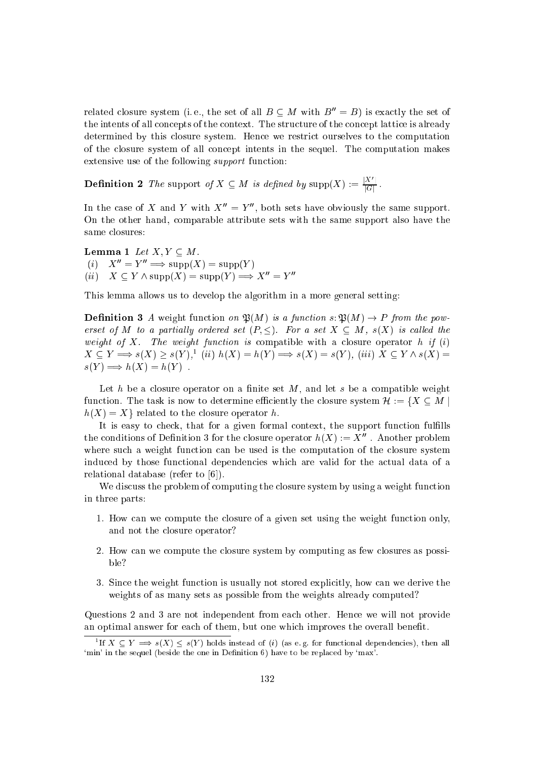related closure system (i. e., the set of all $B \subseteq M$ with $B'' = B$) is exactly the set of the intents of all concepts of the context. The structure of the concept lattice is already determined by this closure system. Hence we restrict ourselves to the computation of the closure system of all concept intents in the sequel. The computation makes extensive use of the following *support* function:

**Definition 2** *The* support *of* $X \subseteq M$ *is defined by* $\text{supp}(X) := \frac{|X'|}{|G|}$.

In the case of $X$ and $Y$ with $X'' = Y''$, both sets have obviously the same support. On the other hand, comparable attribute sets with the same support also have the same closures:

**Lemma 1** *Let* $X, Y \subseteq M$.
(*i*) $X'' = Y'' \Longrightarrow \text{supp}(X) = \text{supp}(Y)$
(*ii*) $X \subseteq Y \wedge \text{supp}(X) = \text{supp}(Y) \Longrightarrow X'' = Y''$

This lemma allows us to develop the algorithm in a more general setting:

**Definition 3** *A* weight function *on* $\mathfrak{P}(M)$ *is a function* $s \colon \mathfrak{P}(M) \to P$ *from the powerset of* $M$ *to a partially ordered set* $(P, \leq)$. *For a set* $X \subseteq M$, $s(X)$ *is called the* weight *of* $X$. *The weight function is* compatible *with a closure operator* $h$ *if* (*i*) $X \subseteq Y \Longrightarrow s(X) \geq s(Y)$,[1] (*ii*) $h(X) = h(Y) \Longrightarrow s(X) = s(Y)$, (*iii*) $X \subseteq Y \wedge s(X) = s(Y) \Longrightarrow h(X) = h(Y)$ .

Let $h$ be a closure operator on a finite set $M$, and let $s$ be a compatible weight function. The task is now to determine efficiently the closure system $\mathcal{H} := \{X \subseteq M \mid h(X) = X\}$ related to the closure operator $h$.

It is easy to check, that for a given formal context, the support function fulfills the conditions of Definition 3 for the closure operator $h(X) := X''$ . Another problem where such a weight function can be used is the computation of the closure system induced by those functional dependencies which are valid for the actual data of a relational database (refer to [6]).

We discuss the problem of computing the closure system by using a weight function in three parts:

1. How can we compute the closure of a given set using the weight function only, and not the closure operator?
2. How can we compute the closure system by computing as few closures as possible?
3. Since the weight function is usually not stored explicitly, how can we derive the weights of as many sets as possible from the weights already computed?

Questions 2 and 3 are not independent from each other. Hence we will not provide an optimal answer for each of them, but one which improves the overall benefit.

[1] If $X \subseteq Y \Longrightarrow s(X) \leq s(Y)$ holds instead of (*i*) (as e. g. for functional dependencies), then all 'min' in the sequel (beside the one in Definition 6) have to be replaced by 'max'.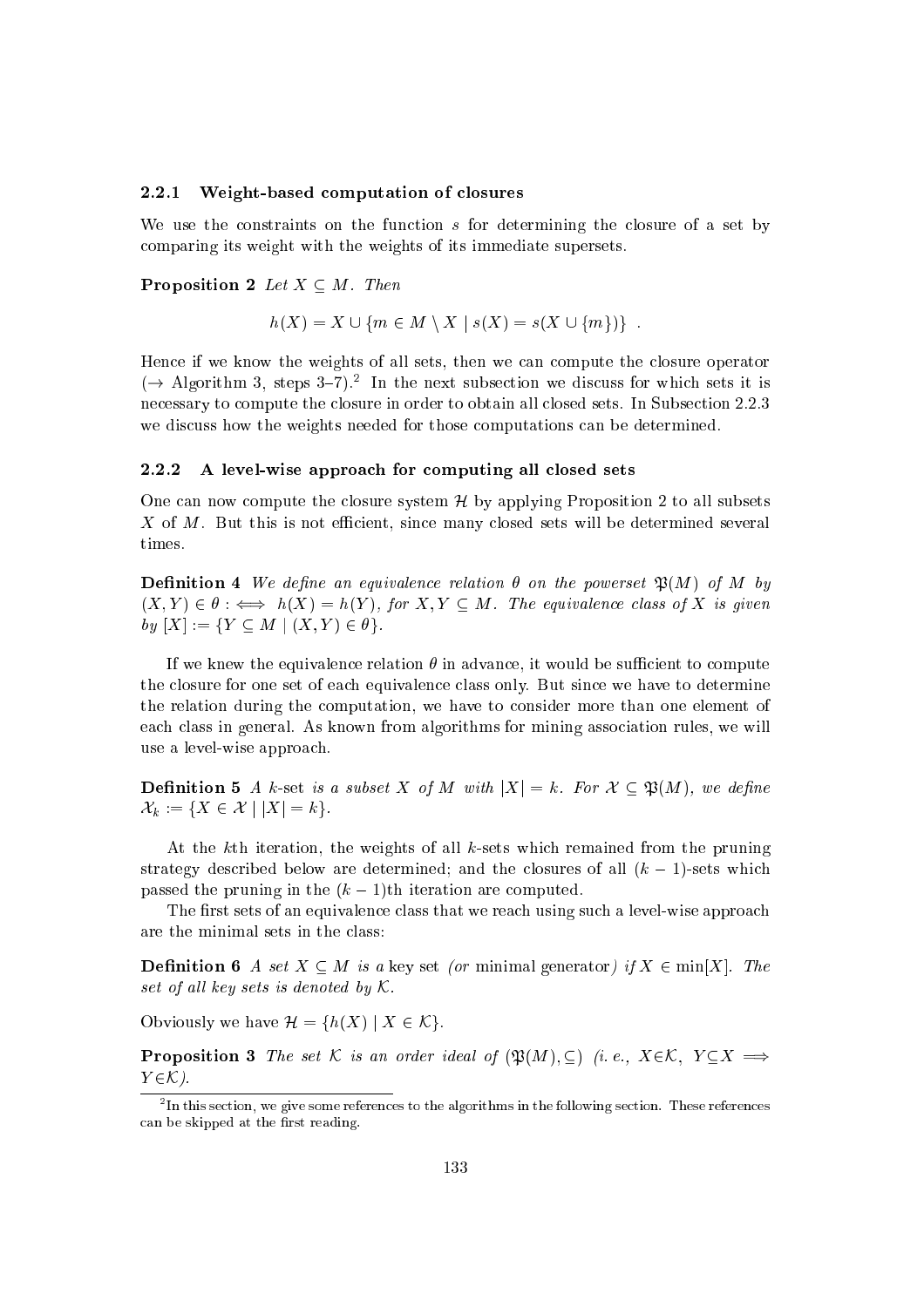### 2.2.1 Weight-based computation of closures

We use the constraints on the function $s$ for determining the closure of a set by comparing its weight with the weights of its immediate supersets.

**Proposition 2** *Let $X \subseteq M$. Then*

$$h(X) = X \cup \{m \in M \setminus X \mid s(X) = s(X \cup \{m\})\} \ .$$

Hence if we know the weights of all sets, then we can compute the closure operator ($\rightarrow$ Algorithm 3, steps 3–7).[2] In the next subsection we discuss for which sets it is necessary to compute the closure in order to obtain all closed sets. In Subsection 2.2.3 we discuss how the weights needed for those computations can be determined.

### 2.2.2 A level-wise approach for computing all closed sets

One can now compute the closure system $\mathcal{H}$ by applying Proposition 2 to all subsets $X$ of $M$. But this is not efficient, since many closed sets will be determined several times.

**Definition 4** *We define an equivalence relation $\theta$ on the powerset $\mathfrak{P}(M)$ of $M$ by $(X, Y) \in \theta :\iff h(X) = h(Y)$, for $X, Y \subseteq M$. The equivalence class of $X$ is given by $[X] := \{Y \subseteq M \mid (X, Y) \in \theta\}$.*

If we knew the equivalence relation $\theta$ in advance, it would be sufficient to compute the closure for one set of each equivalence class only. But since we have to determine the relation during the computation, we have to consider more than one element of each class in general. As known from algorithms for mining association rules, we will use a level-wise approach.

**Definition 5** *A* $k$-set *is a subset $X$ of $M$ with $|X| = k$. For $\mathcal{X} \subseteq \mathfrak{P}(M)$, we define $\mathcal{X}_k := \{X \in \mathcal{X} \mid |X| = k\}$.*

At the $k$th iteration, the weights of all $k$-sets which remained from the pruning strategy described below are determined; and the closures of all $(k-1)$-sets which passed the pruning in the $(k-1)$th iteration are computed.

The first sets of an equivalence class that we reach using such a level-wise approach are the minimal sets in the class:

**Definition 6** *A set $X \subseteq M$ is a* key set *(or* minimal generator*) if $X \in \min[X]$. The set of all key sets is denoted by $\mathcal{K}$.*

Obviously we have $\mathcal{H} = \{h(X) \mid X \in \mathcal{K}\}$.

**Proposition 3** *The set $\mathcal{K}$ is an order ideal of $(\mathfrak{P}(M), \subseteq)$ (i. e., $X \in \mathcal{K},\ Y \subseteq X \implies Y \in \mathcal{K}$).*

[2] In this section, we give some references to the algorithms in the following section. These references can be skipped at the first reading.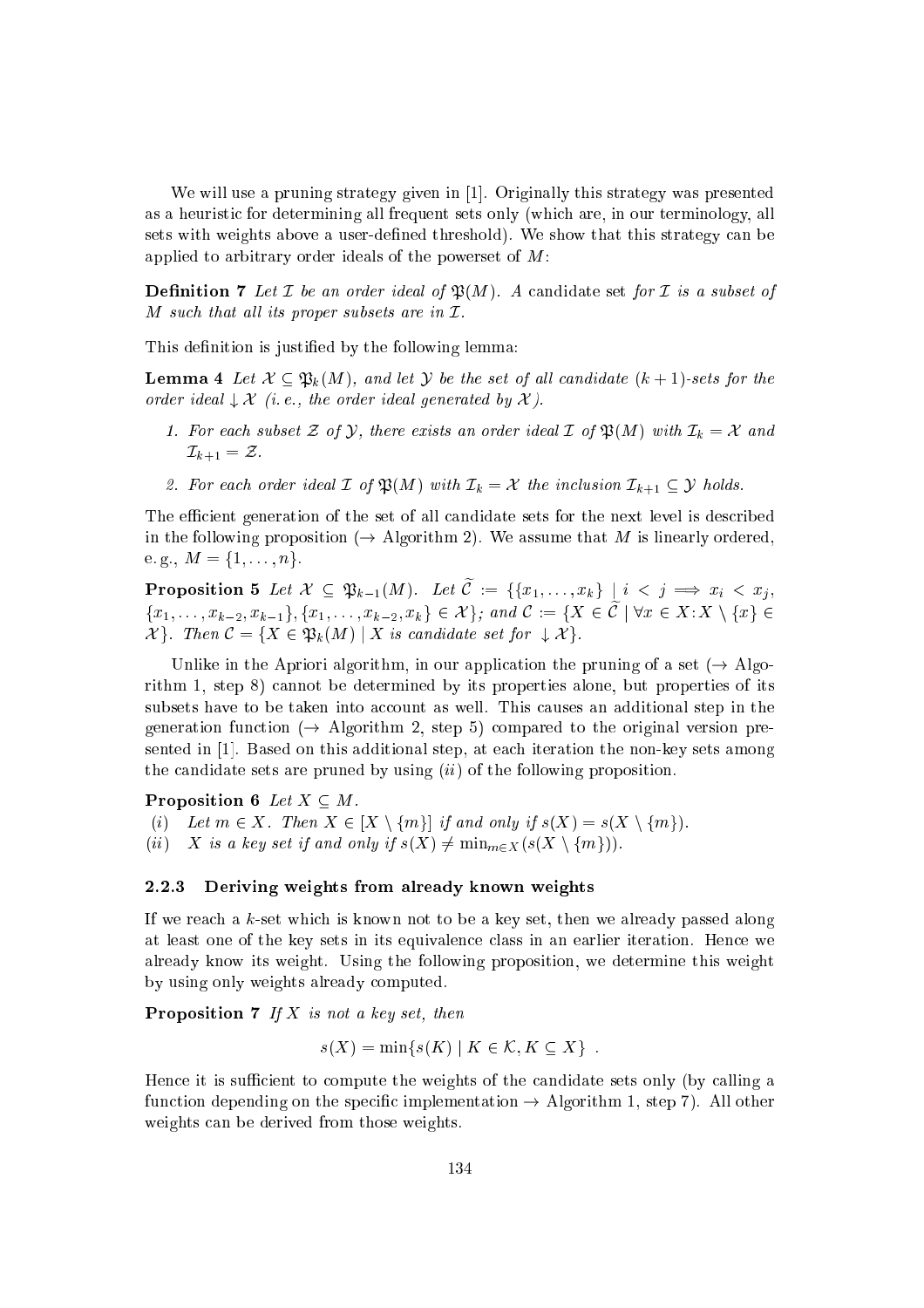We will use a pruning strategy given in [1]. Originally this strategy was presented as a heuristic for determining all frequent sets only (which are, in our terminology, all sets with weights above a user-defined threshold). We show that this strategy can be applied to arbitrary order ideals of the powerset of $M$:

**Definition 7** *Let $\mathcal{I}$ be an order ideal of $\mathfrak{P}(M)$. A* candidate set *for $\mathcal{I}$ is a subset of $M$ such that all its proper subsets are in $\mathcal{I}$.*

This definition is justified by the following lemma:

**Lemma 4** *Let $\mathcal{X} \subseteq \mathfrak{P}_k(M)$, and let $\mathcal{Y}$ be the set of all candidate $(k+1)$-sets for the order ideal $\downarrow \mathcal{X}$ (i. e., the order ideal generated by $\mathcal{X}$).*

1. *For each subset $\mathcal{Z}$ of $\mathcal{Y}$, there exists an order ideal $\mathcal{I}$ of $\mathfrak{P}(M)$ with $\mathcal{I}_k = \mathcal{X}$ and $\mathcal{I}_{k+1} = \mathcal{Z}$.*
2. *For each order ideal $\mathcal{I}$ of $\mathfrak{P}(M)$ with $\mathcal{I}_k = \mathcal{X}$ the inclusion $\mathcal{I}_{k+1} \subseteq \mathcal{Y}$ holds.*

The efficient generation of the set of all candidate sets for the next level is described in the following proposition ($\rightarrow$ Algorithm 2). We assume that $M$ is linearly ordered, e. g., $M = \{1, \ldots, n\}$.

**Proposition 5** *Let $\mathcal{X} \subseteq \mathfrak{P}_{k-1}(M)$. Let $\widetilde{\mathcal{C}} := \{\{x_1, \ldots, x_k\} \mid i < j \Longrightarrow x_i < x_j$, $\{x_1, \ldots, x_{k-2}, x_{k-1}\}, \{x_1, \ldots, x_{k-2}, x_k\} \in \mathcal{X}\}$; and $\mathcal{C} := \{X \in \widetilde{\mathcal{C}} \mid \forall x \in X : X \setminus \{x\} \in \mathcal{X}\}$. Then $\mathcal{C} = \{X \in \mathfrak{P}_k(M) \mid X$ is candidate set for $\downarrow \mathcal{X}\}$.*

Unlike in the Apriori algorithm, in our application the pruning of a set ($\rightarrow$ Algorithm 1, step 8) cannot be determined by its properties alone, but properties of its subsets have to be taken into account as well. This causes an additional step in the generation function ($\rightarrow$ Algorithm 2, step 5) compared to the original version presented in [1]. Based on this additional step, at each iteration the non-key sets among the candidate sets are pruned by using *(ii)* of the following proposition.

**Proposition 6** *Let $X \subseteq M$.*

*(i)* *Let $m \in X$. Then $X \in [X \setminus \{m\}]$ if and only if $s(X) = s(X \setminus \{m\})$.*

*(ii)* *$X$ is a key set if and only if $s(X) \neq \min_{m \in X}(s(X \setminus \{m\}))$.*

### 2.2.3 Deriving weights from already known weights

If we reach a $k$-set which is known not to be a key set, then we already passed along at least one of the key sets in its equivalence class in an earlier iteration. Hence we already know its weight. Using the following proposition, we determine this weight by using only weights already computed.

**Proposition 7** *If $X$ is not a key set, then*

$$s(X) = \min\{s(K) \mid K \in \mathcal{K}, K \subseteq X\} \; .$$

Hence it is sufficient to compute the weights of the candidate sets only (by calling a function depending on the specific implementation $\rightarrow$ Algorithm 1, step 7). All other weights can be derived from those weights.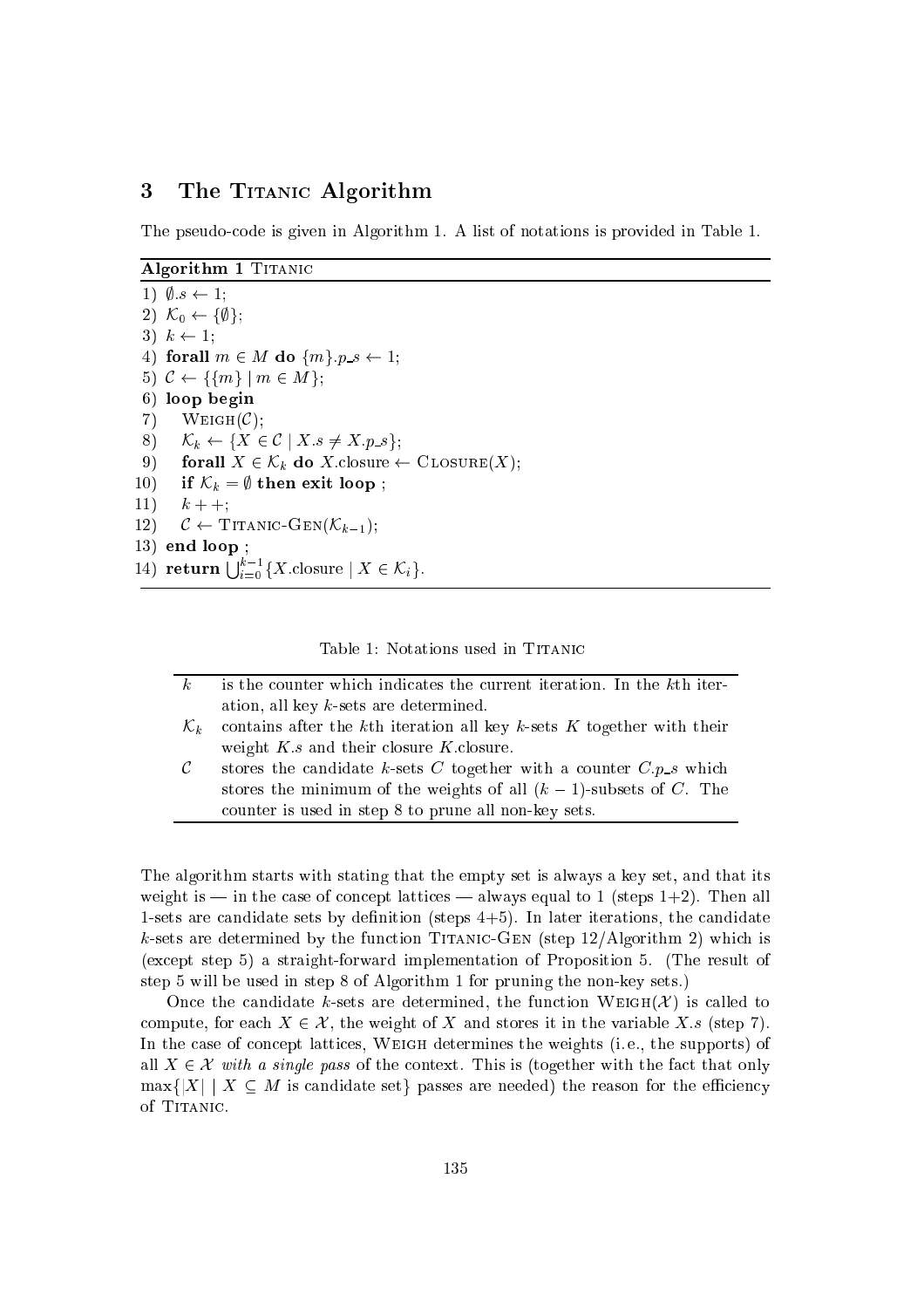## 3 The Titanic Algorithm

The pseudo-code is given in Algorithm 1. A list of notations is provided in Table 1.

**Algorithm 1** Titanic

```
1)  ∅.s ← 1;
2)  K_0 ← {∅};
3)  k ← 1;
4)  forall m ∈ M do {m}.p_s ← 1;
5)  C ← {{m} | m ∈ M};
6)  loop begin
7)     Weigh(C);
8)     K_k ← {X ∈ C | X.s ≠ X.p_s};
9)     forall X ∈ K_k do X.closure ← Closure(X);
10)    if K_k = ∅ then exit loop ;
11)    k++;
12)    C ← Titanic-Gen(K_{k-1});
13) end loop ;
14) return ⋃_{i=0}^{k-1} {X.closure | X ∈ K_i}.
```

Table 1: Notations used in Titanic

| | |
|---|---|
| $k$ | is the counter which indicates the current iteration. In the $k$th iteration, all key $k$-sets are determined. |
| $\mathcal{K}_k$ | contains after the $k$th iteration all key $k$-sets $K$ together with their weight $K.s$ and their closure $K$.closure. |
| $\mathcal{C}$ | stores the candidate $k$-sets $C$ together with a counter $C.p\_s$ which stores the minimum of the weights of all $(k-1)$-subsets of $C$. The counter is used in step 8 to prune all non-key sets. |

The algorithm starts with stating that the empty set is always a key set, and that its weight is — in the case of concept lattices — always equal to 1 (steps 1+2). Then all 1-sets are candidate sets by definition (steps 4+5). In later iterations, the candidate $k$-sets are determined by the function Titanic-Gen (step 12/Algorithm 2) which is (except step 5) a straight-forward implementation of Proposition 5. (The result of step 5 will be used in step 8 of Algorithm 1 for pruning the non-key sets.)

Once the candidate $k$-sets are determined, the function Weigh($\mathcal{X}$) is called to compute, for each $X \in \mathcal{X}$, the weight of $X$ and stores it in the variable $X.s$ (step 7). In the case of concept lattices, Weigh determines the weights (i.e., the supports) of all $X \in \mathcal{X}$ *with a single pass* of the context. This is (together with the fact that only $\max\{|X| \mid X \subseteq M \text{ is candidate set}\}$ passes are needed) the reason for the efficiency of Titanic.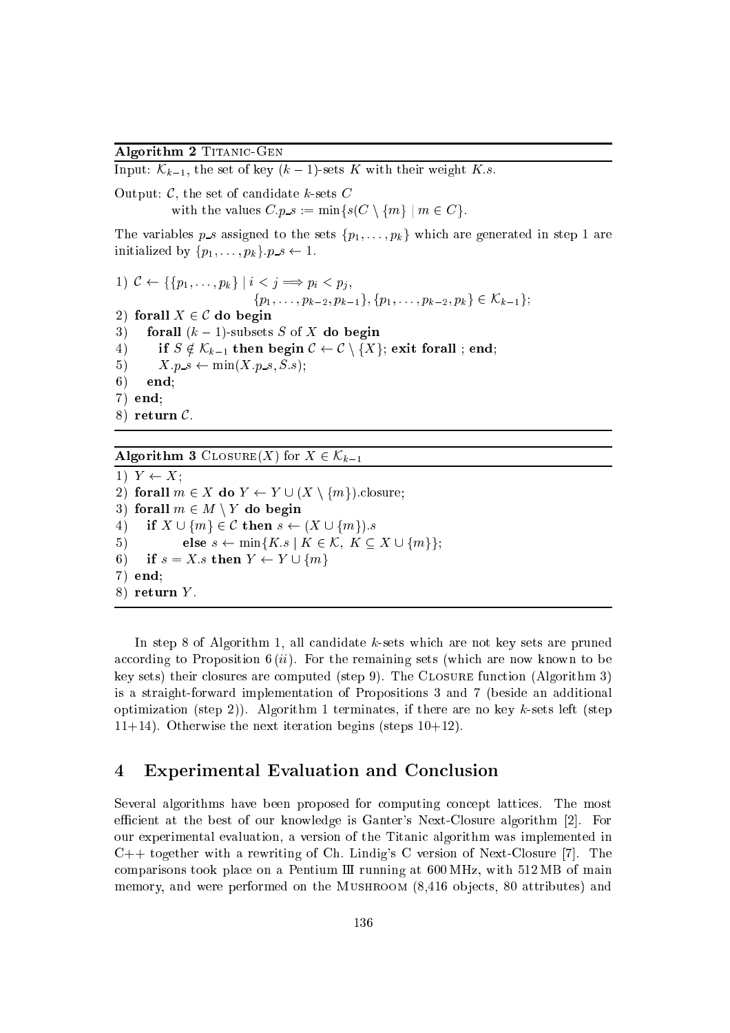**Algorithm 2** Titanic-Gen

Input: $\mathcal{K}_{k-1}$, the set of key $(k-1)$-sets $K$ with their weight $K.s$.

Output: $\mathcal{C}$, the set of candidate $k$-sets $C$
with the values $C.p\_s := \min\{s(C \setminus \{m\} \mid m \in C\}$.

The variables $p\_s$ assigned to the sets $\{p_1, \ldots, p_k\}$ which are generated in step 1 are initialized by $\{p_1, \ldots, p_k\}.p\_s \leftarrow 1$.

1) $\mathcal{C} \leftarrow \{\{p_1, \ldots, p_k\} \mid i < j \Longrightarrow p_i < p_j,$
$\quad\quad \{p_1, \ldots, p_{k-2}, p_{k-1}\}, \{p_1, \ldots, p_{k-2}, p_k\} \in \mathcal{K}_{k-1}\}$;
2) **forall** $X \in \mathcal{C}$ **do begin**
3) &nbsp;&nbsp;&nbsp;**forall** $(k-1)$-subsets $S$ of $X$ **do begin**
4) &nbsp;&nbsp;&nbsp;&nbsp;&nbsp;&nbsp;**if** $S \notin \mathcal{K}_{k-1}$ **then begin** $\mathcal{C} \leftarrow \mathcal{C} \setminus \{X\}$; **exit forall** ; **end**;
5) &nbsp;&nbsp;&nbsp;&nbsp;&nbsp;&nbsp;$X.p\_s \leftarrow \min(X.p\_s, S.s)$;
6) &nbsp;&nbsp;&nbsp;**end**;
7) **end**;
8) **return** $\mathcal{C}$.

**Algorithm 3** Closure($X$) for $X \in \mathcal{K}_{k-1}$

1) $Y \leftarrow X$;
2) **forall** $m \in X$ **do** $Y \leftarrow Y \cup (X \setminus \{m\})$.closure;
3) **forall** $m \in M \setminus Y$ **do begin**
4) &nbsp;&nbsp;&nbsp;**if** $X \cup \{m\} \in \mathcal{C}$ **then** $s \leftarrow (X \cup \{m\}).s$
5) &nbsp;&nbsp;&nbsp;&nbsp;&nbsp;&nbsp;&nbsp;&nbsp;&nbsp;**else** $s \leftarrow \min\{K.s \mid K \in \mathcal{K},\ K \subseteq X \cup \{m\}\}$;
6) &nbsp;&nbsp;&nbsp;**if** $s = X.s$ **then** $Y \leftarrow Y \cup \{m\}$
7) **end**;
8) **return** $Y$.

In step 8 of Algorithm 1, all candidate $k$-sets which are not key sets are pruned according to Proposition 6 $(ii)$. For the remaining sets (which are now known to be key sets) their closures are computed (step 9). The Closure function (Algorithm 3) is a straight-forward implementation of Propositions 3 and 7 (beside an additional optimization (step 2)). Algorithm 1 terminates, if there are no key $k$-sets left (step 11+14). Otherwise the next iteration begins (steps 10+12).

## 4 Experimental Evaluation and Conclusion

Several algorithms have been proposed for computing concept lattices. The most efficient at the best of our knowledge is Ganter's Next-Closure algorithm [2]. For our experimental evaluation, a version of the Titanic algorithm was implemented in C++ together with a rewriting of Ch. Lindig's C version of Next-Closure [7]. The comparisons took place on a Pentium III running at 600 MHz, with 512 MB of main memory, and were performed on the Mushroom (8,416 objects, 80 attributes) and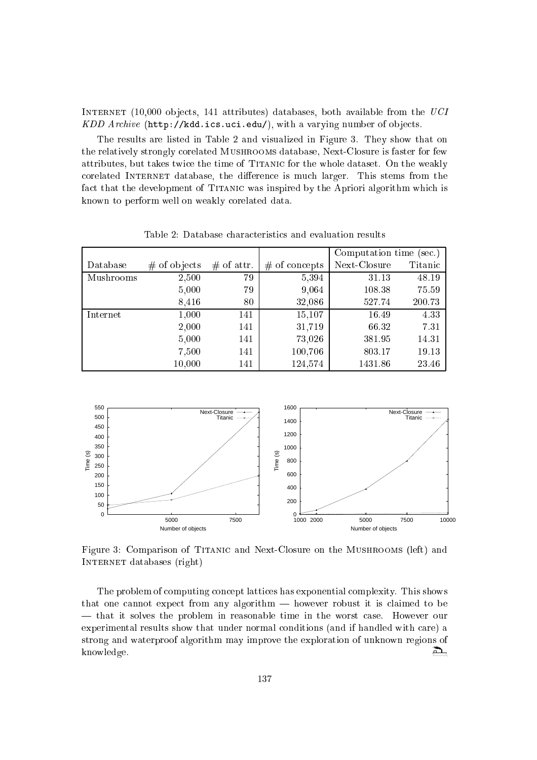INTERNET (10,000 objects, 141 attributes) databases, both available from the *UCI KDD Archive* (http://kdd.ics.uci.edu/), with a varying number of objects.

The results are listed in Table 2 and visualized in Figure 3. They show that on the relatively strongly corelated MUSHROOMS database, Next-Closure is faster for few attributes, but takes twice the time of TITANIC for the whole dataset. On the weakly corelated INTERNET database, the difference is much larger. This stems from the fact that the development of TITANIC was inspired by the Apriori algorithm which is known to perform well on weakly corelated data.

Table 2: Database characteristics and evaluation results

| | | | | Computation time (sec.) | |
|---|---|---|---|---|---|
| Database | # of objects | # of attr. | # of concepts | Next-Closure | Titanic |
| Mushrooms | 2,500 | 79 | 5,394 | 31.13 | 48.19 |
| | 5,000 | 79 | 9,064 | 108.38 | 75.59 |
| | 8,416 | 80 | 32,086 | 527.74 | 200.73 |
| Internet | 1,000 | 141 | 15,107 | 16.49 | 4.33 |
| | 2,000 | 141 | 31,719 | 66.32 | 7.31 |
| | 5,000 | 141 | 73,026 | 381.95 | 14.31 |
| | 7,500 | 141 | 100,706 | 803.17 | 19.13 |
| | 10,000 | 141 | 124,574 | 1431.86 | 23.46 |

Figure 3: Comparison of TITANIC and Next-Closure on the MUSHROOMS (left) and INTERNET databases (right)

The problem of computing concept lattices has exponential complexity. This shows that one cannot expect from any algorithm — however robust it is claimed to be — that it solves the problem in reasonable time in the worst case. However our experimental results show that under normal conditions (and if handled with care) a strong and waterproof algorithm may improve the exploration of unknown regions of knowledge.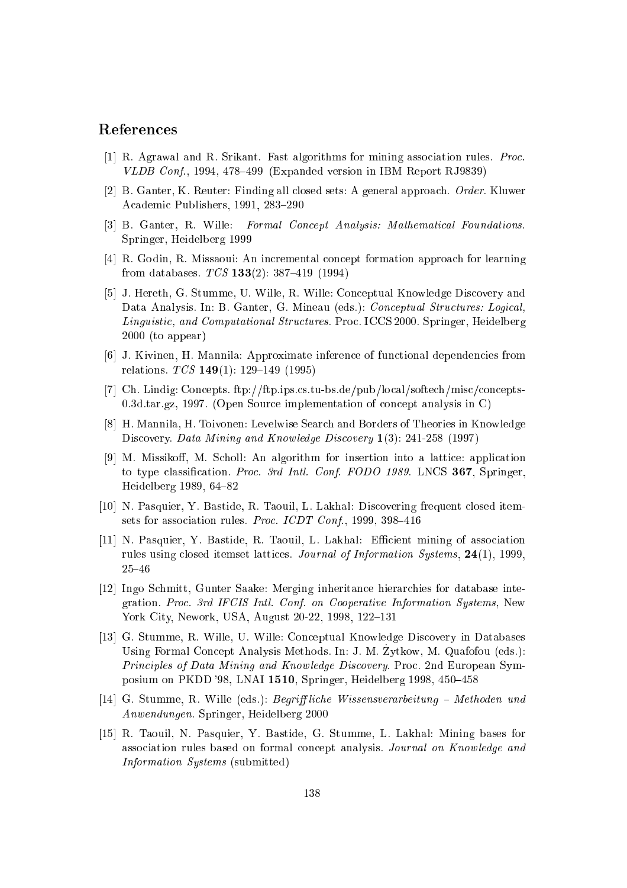## References

[1] R. Agrawal and R. Srikant. Fast algorithms for mining association rules. *Proc. VLDB Conf.*, 1994, 478–499 (Expanded version in IBM Report RJ9839)

[2] B. Ganter, K. Reuter: Finding all closed sets: A general approach. *Order*. Kluwer Academic Publishers, 1991, 283–290

[3] B. Ganter, R. Wille: *Formal Concept Analysis: Mathematical Foundations*. Springer, Heidelberg 1999

[4] R. Godin, R. Missaoui: An incremental concept formation approach for learning from databases. *TCS* **133**(2): 387–419 (1994)

[5] J. Hereth, G. Stumme, U. Wille, R. Wille: Conceptual Knowledge Discovery and Data Analysis. In: B. Ganter, G. Mineau (eds.): *Conceptual Structures: Logical, Linguistic, and Computational Structures*. Proc. ICCS 2000. Springer, Heidelberg 2000 (to appear)

[6] J. Kivinen, H. Mannila: Approximate inference of functional dependencies from relations. *TCS* **149**(1): 129–149 (1995)

[7] Ch. Lindig: Concepts. ftp://ftp.ips.cs.tu-bs.de/pub/local/softech/misc/concepts-0.3d.tar.gz, 1997. (Open Source implementation of concept analysis in C)

[8] H. Mannila, H. Toivonen: Levelwise Search and Borders of Theories in Knowledge Discovery. *Data Mining and Knowledge Discovery* **1**(3): 241-258 (1997)

[9] M. Missikoff, M. Scholl: An algorithm for insertion into a lattice: application to type classification. *Proc. 3rd Intl. Conf. FODO 1989*. LNCS **367**, Springer, Heidelberg 1989, 64–82

[10] N. Pasquier, Y. Bastide, R. Taouil, L. Lakhal: Discovering frequent closed itemsets for association rules. *Proc. ICDT Conf.*, 1999, 398–416

[11] N. Pasquier, Y. Bastide, R. Taouil, L. Lakhal: Efficient mining of association rules using closed itemset lattices. *Journal of Information Systems*, **24**(1), 1999, 25–46

[12] Ingo Schmitt, Gunter Saake: Merging inheritance hierarchies for database integration. *Proc. 3rd IFCIS Intl. Conf. on Cooperative Information Systems*, New York City, Nework, USA, August 20-22, 1998, 122–131

[13] G. Stumme, R. Wille, U. Wille: Conceptual Knowledge Discovery in Databases Using Formal Concept Analysis Methods. In: J. M. Żytkow, M. Quafofou (eds.): *Principles of Data Mining and Knowledge Discovery*. Proc. 2nd European Symposium on PKDD '98, LNAI **1510**, Springer, Heidelberg 1998, 450–458

[14] G. Stumme, R. Wille (eds.): *Begriffliche Wissensverarbeitung – Methoden und Anwendungen*. Springer, Heidelberg 2000

[15] R. Taouil, N. Pasquier, Y. Bastide, G. Stumme, L. Lakhal: Mining bases for association rules based on formal concept analysis. *Journal on Knowledge and Information Systems* (submitted)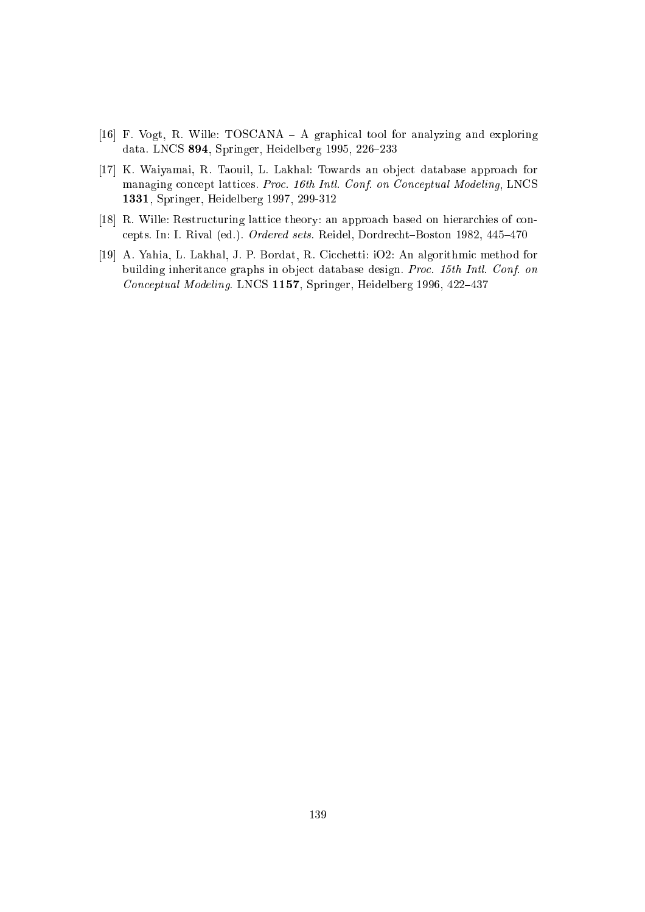[16] F. Vogt, R. Wille: TOSCANA – A graphical tool for analyzing and exploring data. LNCS **894**, Springer, Heidelberg 1995, 226–233

[17] K. Waiyamai, R. Taouil, L. Lakhal: Towards an object database approach for managing concept lattices. *Proc. 16th Intl. Conf. on Conceptual Modeling*, LNCS **1331**, Springer, Heidelberg 1997, 299-312

[18] R. Wille: Restructuring lattice theory: an approach based on hierarchies of concepts. In: I. Rival (ed.). *Ordered sets*. Reidel, Dordrecht–Boston 1982, 445–470

[19] A. Yahia, L. Lakhal, J. P. Bordat, R. Cicchetti: iO2: An algorithmic method for building inheritance graphs in object database design. *Proc. 15th Intl. Conf. on Conceptual Modeling*. LNCS **1157**, Springer, Heidelberg 1996, 422–437